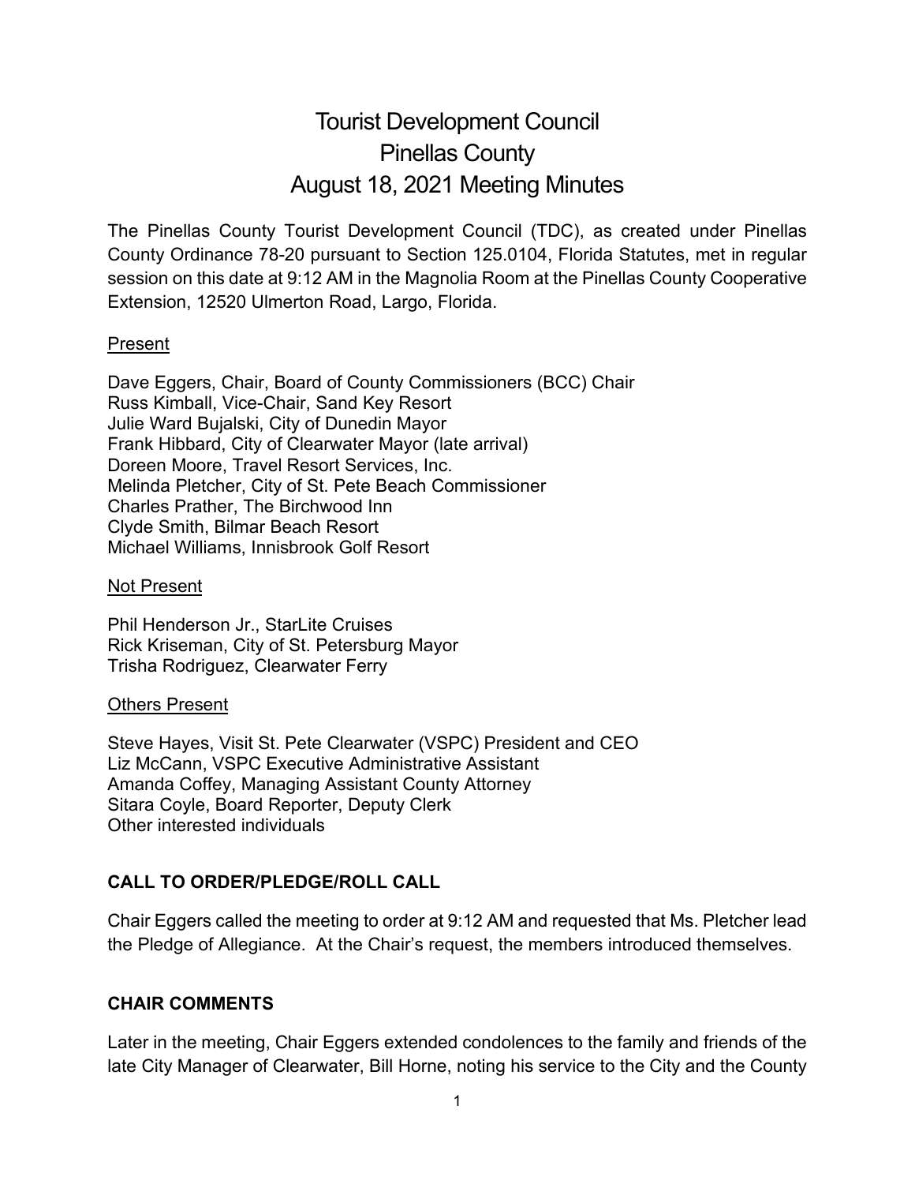# Tourist Development Council
# Pinellas County
# August 18, 2021 Meeting Minutes

The Pinellas County Tourist Development Council (TDC), as created under Pinellas County Ordinance 78-20 pursuant to Section 125.0104, Florida Statutes, met in regular session on this date at 9:12 AM in the Magnolia Room at the Pinellas County Cooperative Extension, 12520 Ulmerton Road, Largo, Florida.

<u>Present</u>

Dave Eggers, Chair, Board of County Commissioners (BCC) Chair
Russ Kimball, Vice-Chair, Sand Key Resort
Julie Ward Bujalski, City of Dunedin Mayor
Frank Hibbard, City of Clearwater Mayor (late arrival)
Doreen Moore, Travel Resort Services, Inc.
Melinda Pletcher, City of St. Pete Beach Commissioner
Charles Prather, The Birchwood Inn
Clyde Smith, Bilmar Beach Resort
Michael Williams, Innisbrook Golf Resort

<u>Not Present</u>

Phil Henderson Jr., StarLite Cruises
Rick Kriseman, City of St. Petersburg Mayor
Trisha Rodriguez, Clearwater Ferry

<u>Others Present</u>

Steve Hayes, Visit St. Pete Clearwater (VSPC) President and CEO
Liz McCann, VSPC Executive Administrative Assistant
Amanda Coffey, Managing Assistant County Attorney
Sitara Coyle, Board Reporter, Deputy Clerk
Other interested individuals

**CALL TO ORDER/PLEDGE/ROLL CALL**

Chair Eggers called the meeting to order at 9:12 AM and requested that Ms. Pletcher lead the Pledge of Allegiance. At the Chair's request, the members introduced themselves.

**CHAIR COMMENTS**

Later in the meeting, Chair Eggers extended condolences to the family and friends of the late City Manager of Clearwater, Bill Horne, noting his service to the City and the County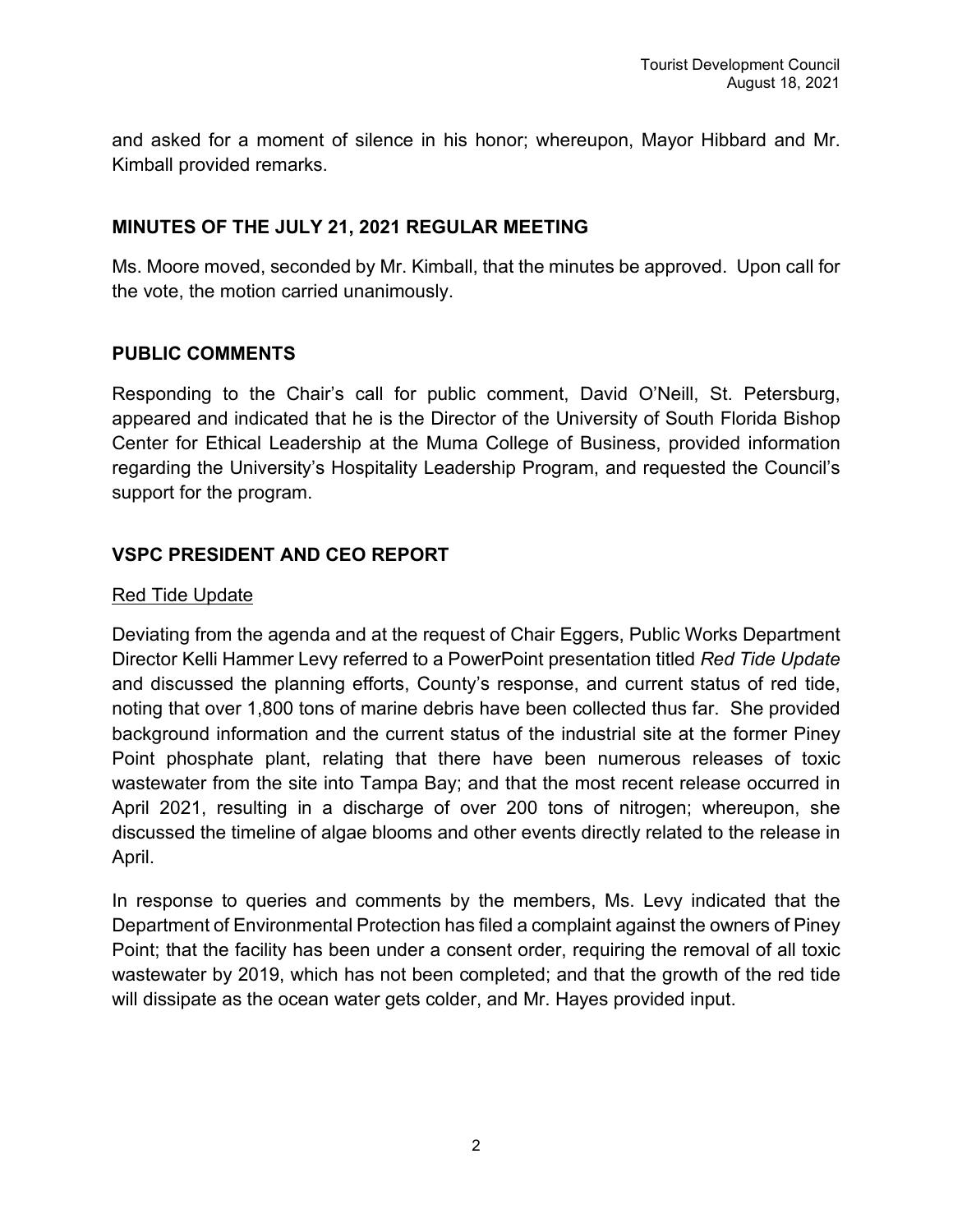and asked for a moment of silence in his honor; whereupon, Mayor Hibbard and Mr. Kimball provided remarks.

## MINUTES OF THE JULY 21, 2021 REGULAR MEETING

Ms. Moore moved, seconded by Mr. Kimball, that the minutes be approved. Upon call for the vote, the motion carried unanimously.

## PUBLIC COMMENTS

Responding to the Chair's call for public comment, David O'Neill, St. Petersburg, appeared and indicated that he is the Director of the University of South Florida Bishop Center for Ethical Leadership at the Muma College of Business, provided information regarding the University's Hospitality Leadership Program, and requested the Council's support for the program.

## VSPC PRESIDENT AND CEO REPORT

### Red Tide Update

Deviating from the agenda and at the request of Chair Eggers, Public Works Department Director Kelli Hammer Levy referred to a PowerPoint presentation titled *Red Tide Update* and discussed the planning efforts, County's response, and current status of red tide, noting that over 1,800 tons of marine debris have been collected thus far. She provided background information and the current status of the industrial site at the former Piney Point phosphate plant, relating that there have been numerous releases of toxic wastewater from the site into Tampa Bay; and that the most recent release occurred in April 2021, resulting in a discharge of over 200 tons of nitrogen; whereupon, she discussed the timeline of algae blooms and other events directly related to the release in April.

In response to queries and comments by the members, Ms. Levy indicated that the Department of Environmental Protection has filed a complaint against the owners of Piney Point; that the facility has been under a consent order, requiring the removal of all toxic wastewater by 2019, which has not been completed; and that the growth of the red tide will dissipate as the ocean water gets colder, and Mr. Hayes provided input.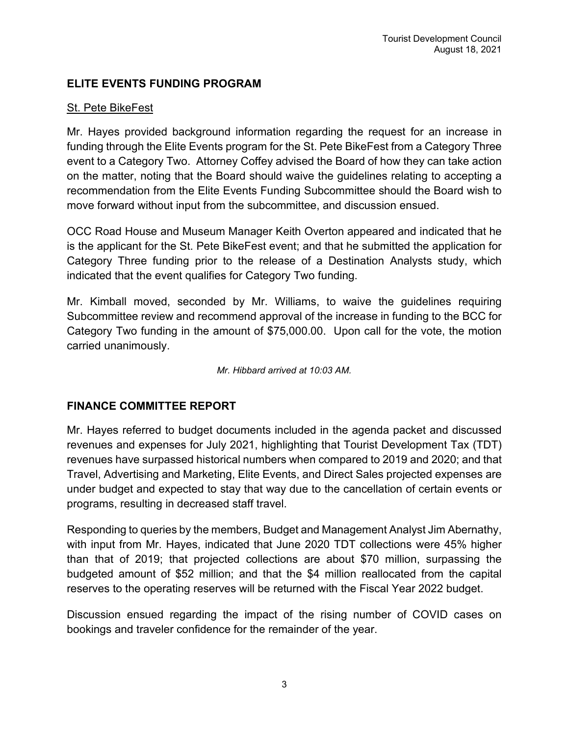## ELITE EVENTS FUNDING PROGRAM

St. Pete BikeFest

Mr. Hayes provided background information regarding the request for an increase in funding through the Elite Events program for the St. Pete BikeFest from a Category Three event to a Category Two. Attorney Coffey advised the Board of how they can take action on the matter, noting that the Board should waive the guidelines relating to accepting a recommendation from the Elite Events Funding Subcommittee should the Board wish to move forward without input from the subcommittee, and discussion ensued.

OCC Road House and Museum Manager Keith Overton appeared and indicated that he is the applicant for the St. Pete BikeFest event; and that he submitted the application for Category Three funding prior to the release of a Destination Analysts study, which indicated that the event qualifies for Category Two funding.

Mr. Kimball moved, seconded by Mr. Williams, to waive the guidelines requiring Subcommittee review and recommend approval of the increase in funding to the BCC for Category Two funding in the amount of $75,000.00. Upon call for the vote, the motion carried unanimously.

*Mr. Hibbard arrived at 10:03 AM.*

## FINANCE COMMITTEE REPORT

Mr. Hayes referred to budget documents included in the agenda packet and discussed revenues and expenses for July 2021, highlighting that Tourist Development Tax (TDT) revenues have surpassed historical numbers when compared to 2019 and 2020; and that Travel, Advertising and Marketing, Elite Events, and Direct Sales projected expenses are under budget and expected to stay that way due to the cancellation of certain events or programs, resulting in decreased staff travel.

Responding to queries by the members, Budget and Management Analyst Jim Abernathy, with input from Mr. Hayes, indicated that June 2020 TDT collections were 45% higher than that of 2019; that projected collections are about $70 million, surpassing the budgeted amount of $52 million; and that the $4 million reallocated from the capital reserves to the operating reserves will be returned with the Fiscal Year 2022 budget.

Discussion ensued regarding the impact of the rising number of COVID cases on bookings and traveler confidence for the remainder of the year.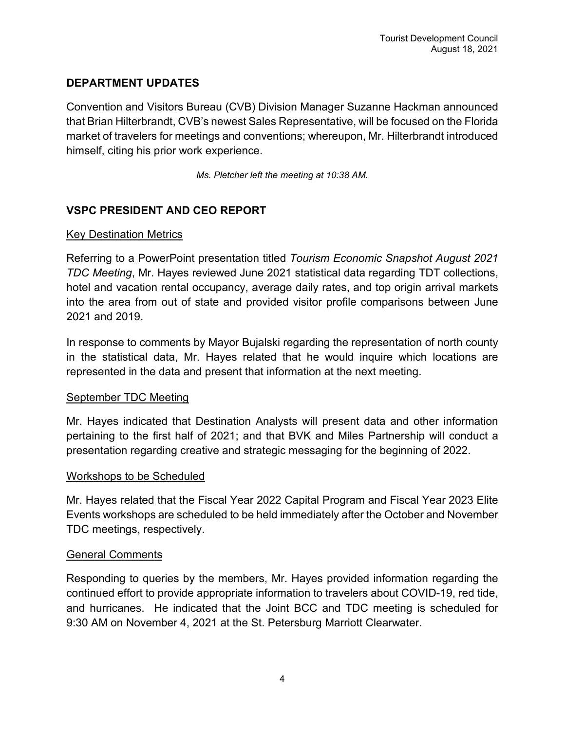## DEPARTMENT UPDATES

Convention and Visitors Bureau (CVB) Division Manager Suzanne Hackman announced that Brian Hilterbrandt, CVB's newest Sales Representative, will be focused on the Florida market of travelers for meetings and conventions; whereupon, Mr. Hilterbrandt introduced himself, citing his prior work experience.

*Ms. Pletcher left the meeting at 10:38 AM.*

## VSPC PRESIDENT AND CEO REPORT

### Key Destination Metrics

Referring to a PowerPoint presentation titled *Tourism Economic Snapshot August 2021 TDC Meeting*, Mr. Hayes reviewed June 2021 statistical data regarding TDT collections, hotel and vacation rental occupancy, average daily rates, and top origin arrival markets into the area from out of state and provided visitor profile comparisons between June 2021 and 2019.

In response to comments by Mayor Bujalski regarding the representation of north county in the statistical data, Mr. Hayes related that he would inquire which locations are represented in the data and present that information at the next meeting.

### September TDC Meeting

Mr. Hayes indicated that Destination Analysts will present data and other information pertaining to the first half of 2021; and that BVK and Miles Partnership will conduct a presentation regarding creative and strategic messaging for the beginning of 2022.

### Workshops to be Scheduled

Mr. Hayes related that the Fiscal Year 2022 Capital Program and Fiscal Year 2023 Elite Events workshops are scheduled to be held immediately after the October and November TDC meetings, respectively.

### General Comments

Responding to queries by the members, Mr. Hayes provided information regarding the continued effort to provide appropriate information to travelers about COVID-19, red tide, and hurricanes. He indicated that the Joint BCC and TDC meeting is scheduled for 9:30 AM on November 4, 2021 at the St. Petersburg Marriott Clearwater.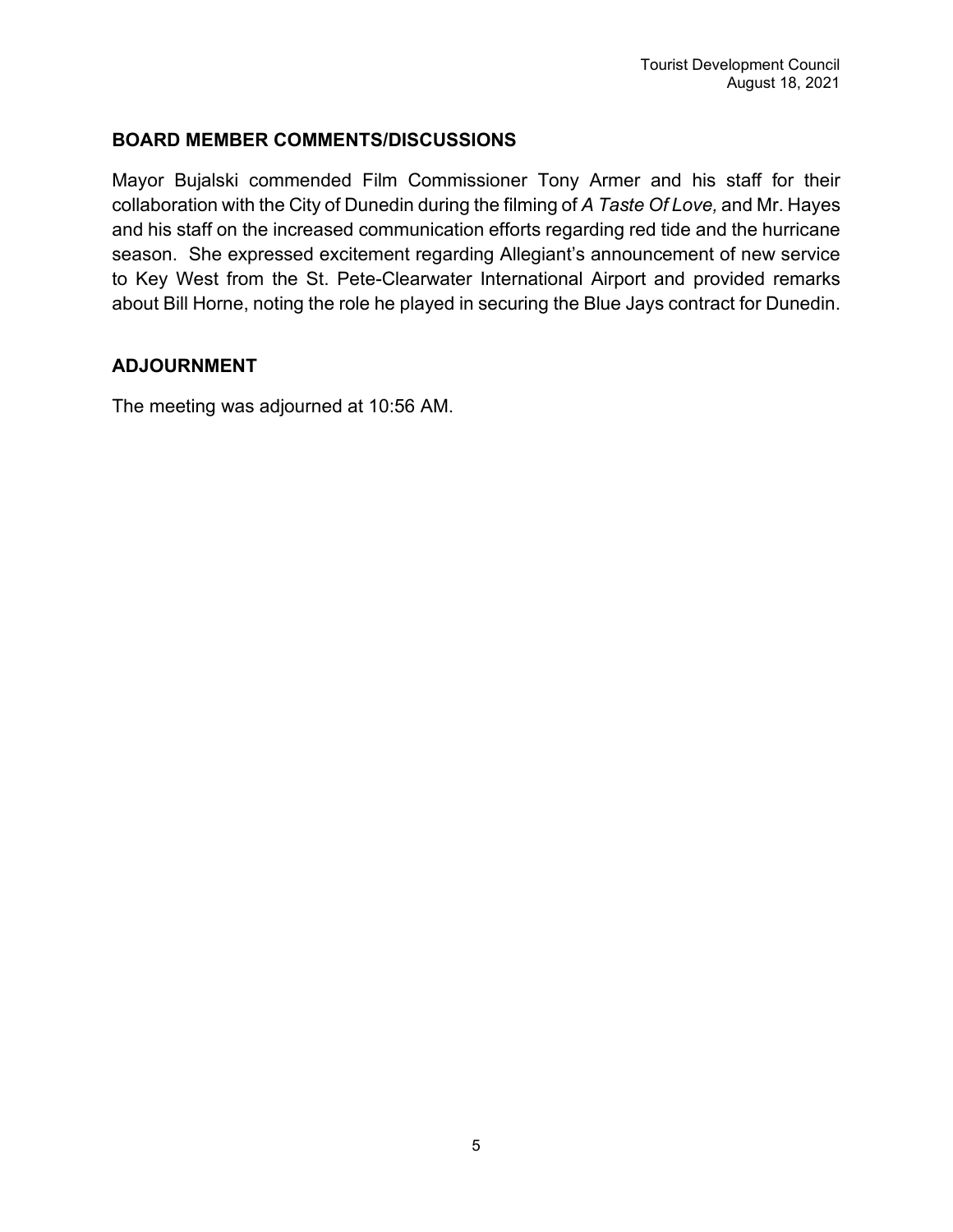## BOARD MEMBER COMMENTS/DISCUSSIONS

Mayor Bujalski commended Film Commissioner Tony Armer and his staff for their collaboration with the City of Dunedin during the filming of *A Taste Of Love,* and Mr. Hayes and his staff on the increased communication efforts regarding red tide and the hurricane season. She expressed excitement regarding Allegiant's announcement of new service to Key West from the St. Pete-Clearwater International Airport and provided remarks about Bill Horne, noting the role he played in securing the Blue Jays contract for Dunedin.

## ADJOURNMENT

The meeting was adjourned at 10:56 AM.